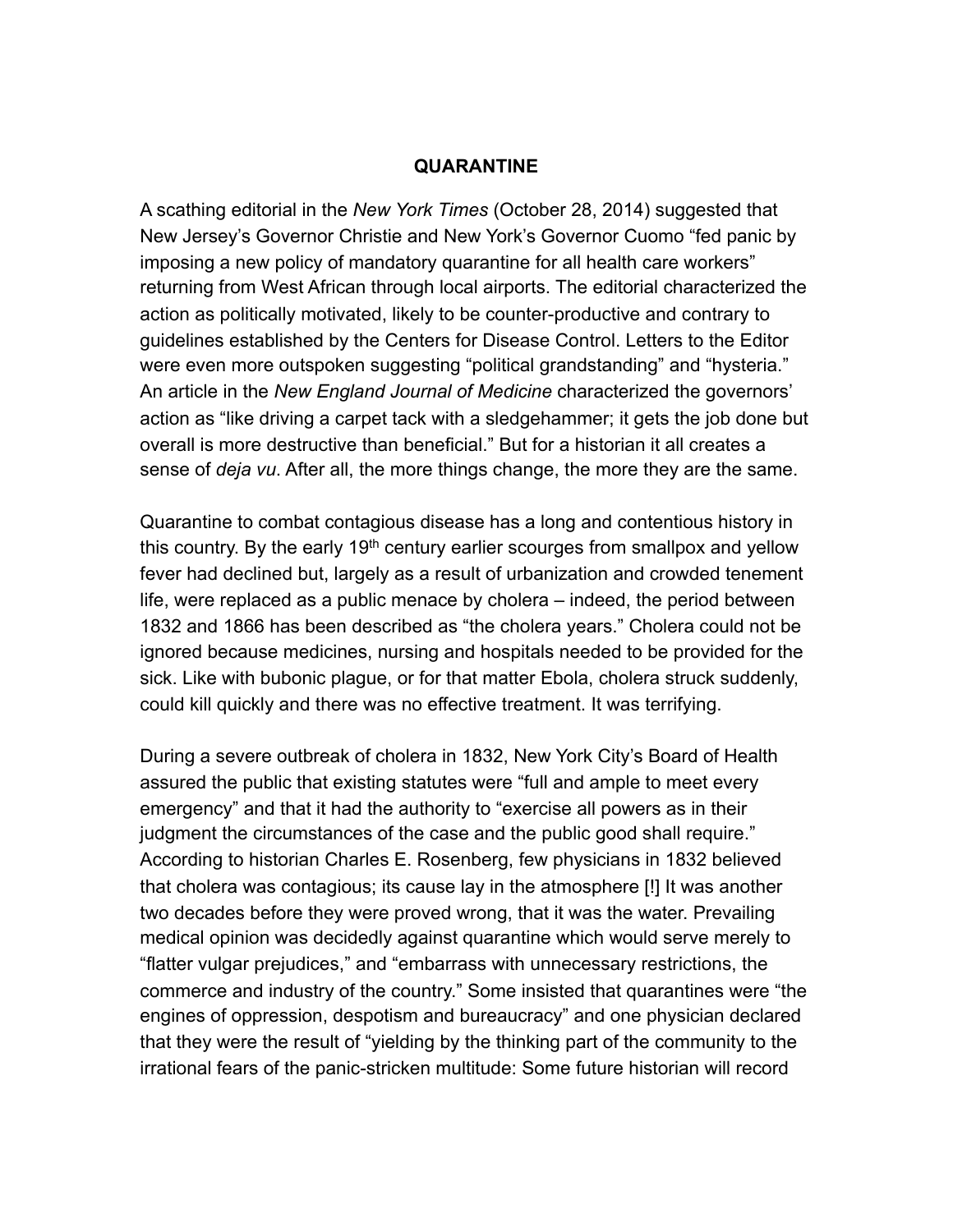# QUARANTINE

A scathing editorial in the *New York Times* (October 28, 2014) suggested that New Jersey's Governor Christie and New York's Governor Cuomo "fed panic by imposing a new policy of mandatory quarantine for all health care workers" returning from West African through local airports. The editorial characterized the action as politically motivated, likely to be counter-productive and contrary to guidelines established by the Centers for Disease Control. Letters to the Editor were even more outspoken suggesting "political grandstanding" and "hysteria." An article in the *New England Journal of Medicine* characterized the governors' action as "like driving a carpet tack with a sledgehammer; it gets the job done but overall is more destructive than beneficial." But for a historian it all creates a sense of *deja vu*. After all, the more things change, the more they are the same.

Quarantine to combat contagious disease has a long and contentious history in this country. By the early 19th century earlier scourges from smallpox and yellow fever had declined but, largely as a result of urbanization and crowded tenement life, were replaced as a public menace by cholera – indeed, the period between 1832 and 1866 has been described as "the cholera years." Cholera could not be ignored because medicines, nursing and hospitals needed to be provided for the sick. Like with bubonic plague, or for that matter Ebola, cholera struck suddenly, could kill quickly and there was no effective treatment. It was terrifying.

During a severe outbreak of cholera in 1832, New York City's Board of Health assured the public that existing statutes were "full and ample to meet every emergency" and that it had the authority to "exercise all powers as in their judgment the circumstances of the case and the public good shall require." According to historian Charles E. Rosenberg, few physicians in 1832 believed that cholera was contagious; its cause lay in the atmosphere [!] It was another two decades before they were proved wrong, that it was the water. Prevailing medical opinion was decidedly against quarantine which would serve merely to "flatter vulgar prejudices," and "embarrass with unnecessary restrictions, the commerce and industry of the country." Some insisted that quarantines were "the engines of oppression, despotism and bureaucracy" and one physician declared that they were the result of "yielding by the thinking part of the community to the irrational fears of the panic-stricken multitude: Some future historian will record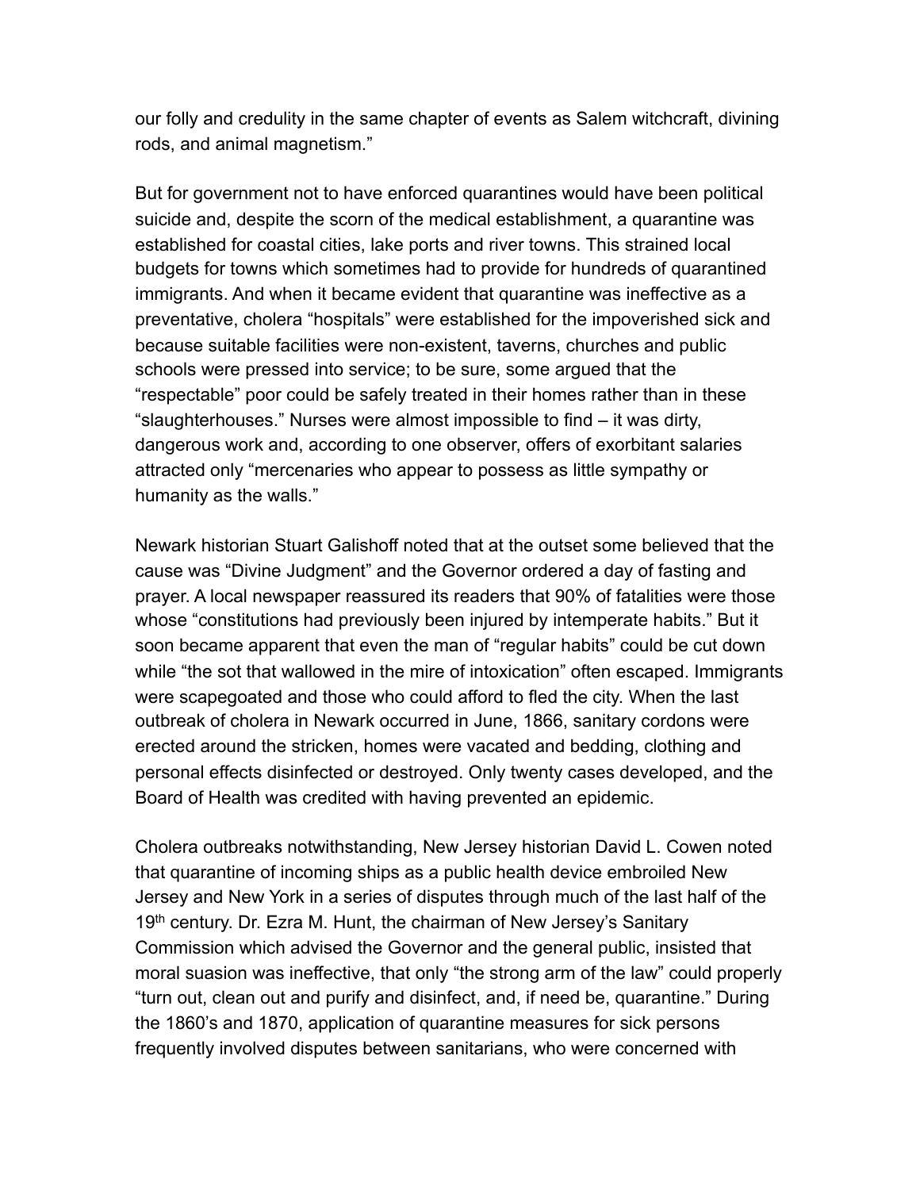our folly and credulity in the same chapter of events as Salem witchcraft, divining rods, and animal magnetism."

But for government not to have enforced quarantines would have been political suicide and, despite the scorn of the medical establishment, a quarantine was established for coastal cities, lake ports and river towns. This strained local budgets for towns which sometimes had to provide for hundreds of quarantined immigrants. And when it became evident that quarantine was ineffective as a preventative, cholera "hospitals" were established for the impoverished sick and because suitable facilities were non-existent, taverns, churches and public schools were pressed into service; to be sure, some argued that the "respectable" poor could be safely treated in their homes rather than in these "slaughterhouses." Nurses were almost impossible to find – it was dirty, dangerous work and, according to one observer, offers of exorbitant salaries attracted only "mercenaries who appear to possess as little sympathy or humanity as the walls."

Newark historian Stuart Galishoff noted that at the outset some believed that the cause was "Divine Judgment" and the Governor ordered a day of fasting and prayer. A local newspaper reassured its readers that 90% of fatalities were those whose "constitutions had previously been injured by intemperate habits." But it soon became apparent that even the man of "regular habits" could be cut down while "the sot that wallowed in the mire of intoxication" often escaped. Immigrants were scapegoated and those who could afford to fled the city. When the last outbreak of cholera in Newark occurred in June, 1866, sanitary cordons were erected around the stricken, homes were vacated and bedding, clothing and personal effects disinfected or destroyed. Only twenty cases developed, and the Board of Health was credited with having prevented an epidemic.

Cholera outbreaks notwithstanding, New Jersey historian David L. Cowen noted that quarantine of incoming ships as a public health device embroiled New Jersey and New York in a series of disputes through much of the last half of the 19th century. Dr. Ezra M. Hunt, the chairman of New Jersey's Sanitary Commission which advised the Governor and the general public, insisted that moral suasion was ineffective, that only "the strong arm of the law" could properly "turn out, clean out and purify and disinfect, and, if need be, quarantine." During the 1860's and 1870, application of quarantine measures for sick persons frequently involved disputes between sanitarians, who were concerned with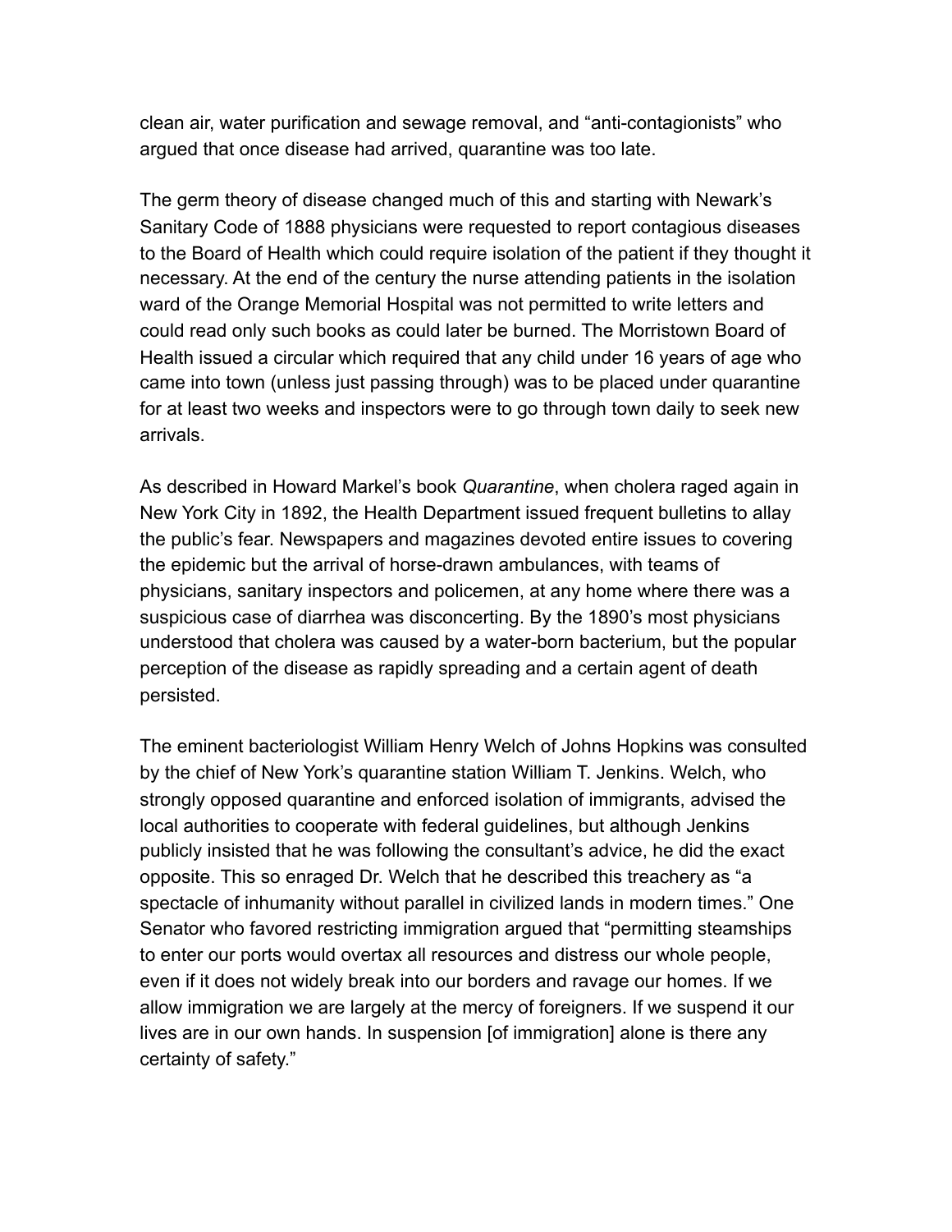clean air, water purification and sewage removal, and “anti-contagionists” who argued that once disease had arrived, quarantine was too late.

The germ theory of disease changed much of this and starting with Newark’s Sanitary Code of 1888 physicians were requested to report contagious diseases to the Board of Health which could require isolation of the patient if they thought it necessary. At the end of the century the nurse attending patients in the isolation ward of the Orange Memorial Hospital was not permitted to write letters and could read only such books as could later be burned. The Morristown Board of Health issued a circular which required that any child under 16 years of age who came into town (unless just passing through) was to be placed under quarantine for at least two weeks and inspectors were to go through town daily to seek new arrivals.

As described in Howard Markel’s book *Quarantine*, when cholera raged again in New York City in 1892, the Health Department issued frequent bulletins to allay the public’s fear. Newspapers and magazines devoted entire issues to covering the epidemic but the arrival of horse-drawn ambulances, with teams of physicians, sanitary inspectors and policemen, at any home where there was a suspicious case of diarrhea was disconcerting. By the 1890’s most physicians understood that cholera was caused by a water-born bacterium, but the popular perception of the disease as rapidly spreading and a certain agent of death persisted.

The eminent bacteriologist William Henry Welch of Johns Hopkins was consulted by the chief of New York’s quarantine station William T. Jenkins. Welch, who strongly opposed quarantine and enforced isolation of immigrants, advised the local authorities to cooperate with federal guidelines, but although Jenkins publicly insisted that he was following the consultant’s advice, he did the exact opposite. This so enraged Dr. Welch that he described this treachery as “a spectacle of inhumanity without parallel in civilized lands in modern times.” One Senator who favored restricting immigration argued that “permitting steamships to enter our ports would overtax all resources and distress our whole people, even if it does not widely break into our borders and ravage our homes. If we allow immigration we are largely at the mercy of foreigners. If we suspend it our lives are in our own hands. In suspension [of immigration] alone is there any certainty of safety.”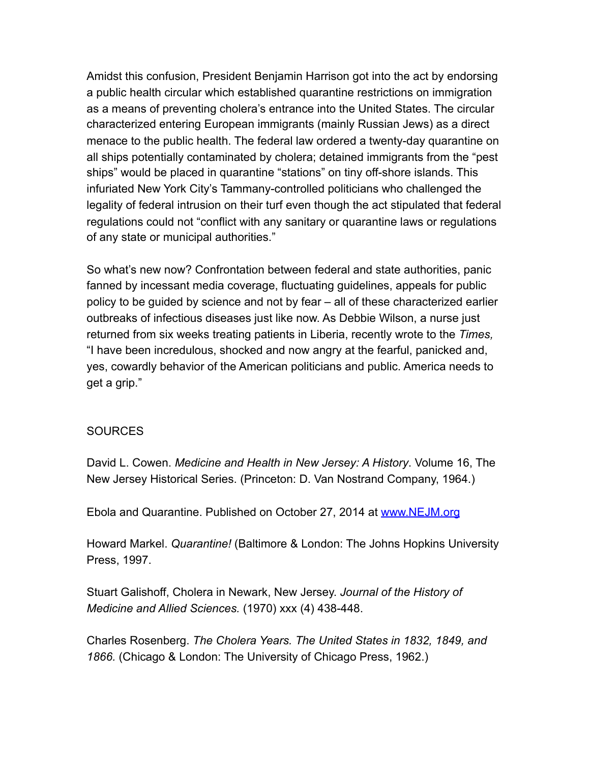Amidst this confusion, President Benjamin Harrison got into the act by endorsing a public health circular which established quarantine restrictions on immigration as a means of preventing cholera's entrance into the United States. The circular characterized entering European immigrants (mainly Russian Jews) as a direct menace to the public health. The federal law ordered a twenty-day quarantine on all ships potentially contaminated by cholera; detained immigrants from the "pest ships" would be placed in quarantine "stations" on tiny off-shore islands. This infuriated New York City's Tammany-controlled politicians who challenged the legality of federal intrusion on their turf even though the act stipulated that federal regulations could not "conflict with any sanitary or quarantine laws or regulations of any state or municipal authorities."

So what's new now? Confrontation between federal and state authorities, panic fanned by incessant media coverage, fluctuating guidelines, appeals for public policy to be guided by science and not by fear – all of these characterized earlier outbreaks of infectious diseases just like now. As Debbie Wilson, a nurse just returned from six weeks treating patients in Liberia, recently wrote to the *Times,* "I have been incredulous, shocked and now angry at the fearful, panicked and, yes, cowardly behavior of the American politicians and public. America needs to get a grip."

SOURCES

David L. Cowen. *Medicine and Health in New Jersey: A History*. Volume 16, The New Jersey Historical Series. (Princeton: D. Van Nostrand Company, 1964.)

Ebola and Quarantine. Published on October 27, 2014 at www.NEJM.org

Howard Markel. *Quarantine!* (Baltimore & London: The Johns Hopkins University Press, 1997.

Stuart Galishoff, Cholera in Newark, New Jersey. *Journal of the History of Medicine and Allied Sciences.* (1970) xxx (4) 438-448.

Charles Rosenberg. *The Cholera Years. The United States in 1832, 1849, and 1866.* (Chicago & London: The University of Chicago Press, 1962.)